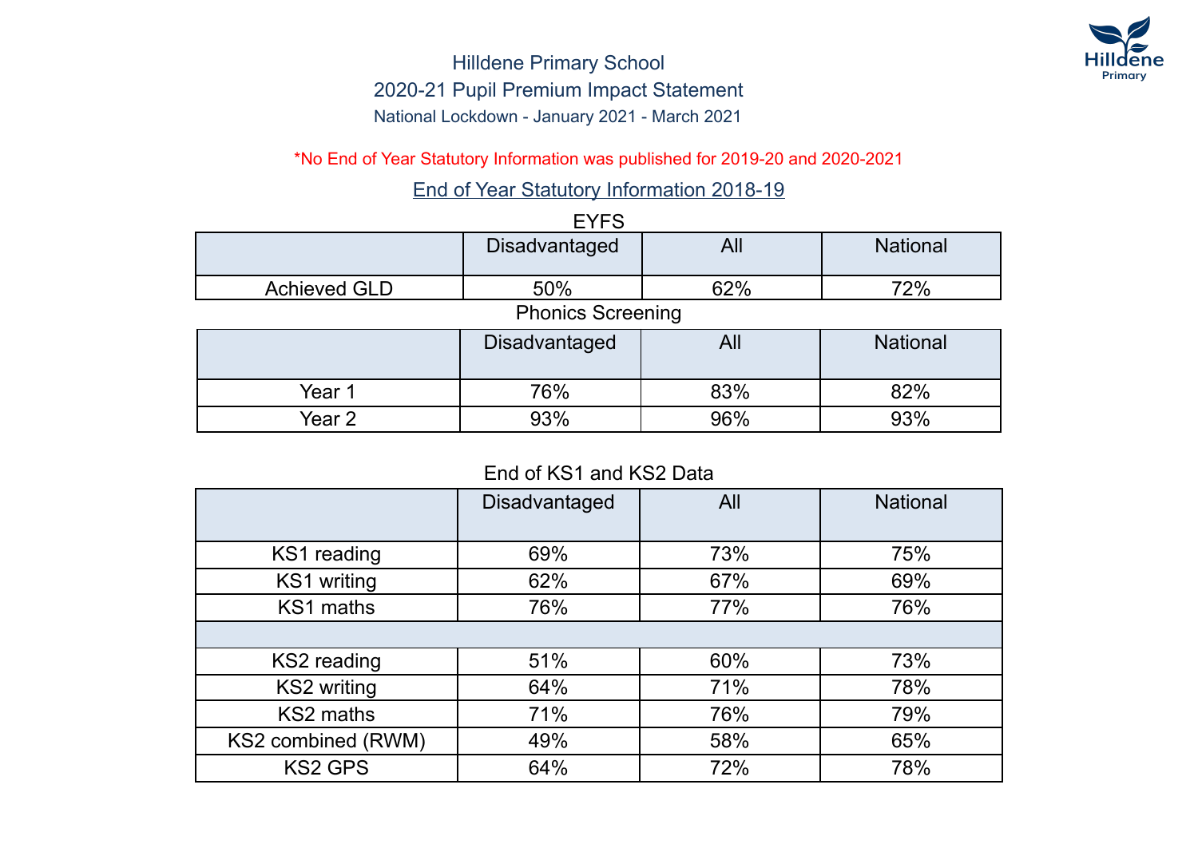# Hilldene Primary School

## 2020-21 Pupil Premium Impact Statement

### National Lockdown - January 2021 - March 2021

*No End of Year Statutory Information was published for 2019-20 and 2020-2021

### End of Year Statutory Information 2018-19

EYFS

| | Disadvantaged | All | National |
|---|---|---|---|
| Achieved GLD | 50% | 62% | 72% |

Phonics Screening

| | Disadvantaged | All | National |
|---|---|---|---|
| Year 1 | 76% | 83% | 82% |
| Year 2 | 93% | 96% | 93% |

End of KS1 and KS2 Data

| | Disadvantaged | All | National |
|---|---|---|---|
| KS1 reading | 69% | 73% | 75% |
| KS1 writing | 62% | 67% | 69% |
| KS1 maths | 76% | 77% | 76% |
| | | | |
| KS2 reading | 51% | 60% | 73% |
| KS2 writing | 64% | 71% | 78% |
| KS2 maths | 71% | 76% | 79% |
| KS2 combined (RWM) | 49% | 58% | 65% |
| KS2 GPS | 64% | 72% | 78% |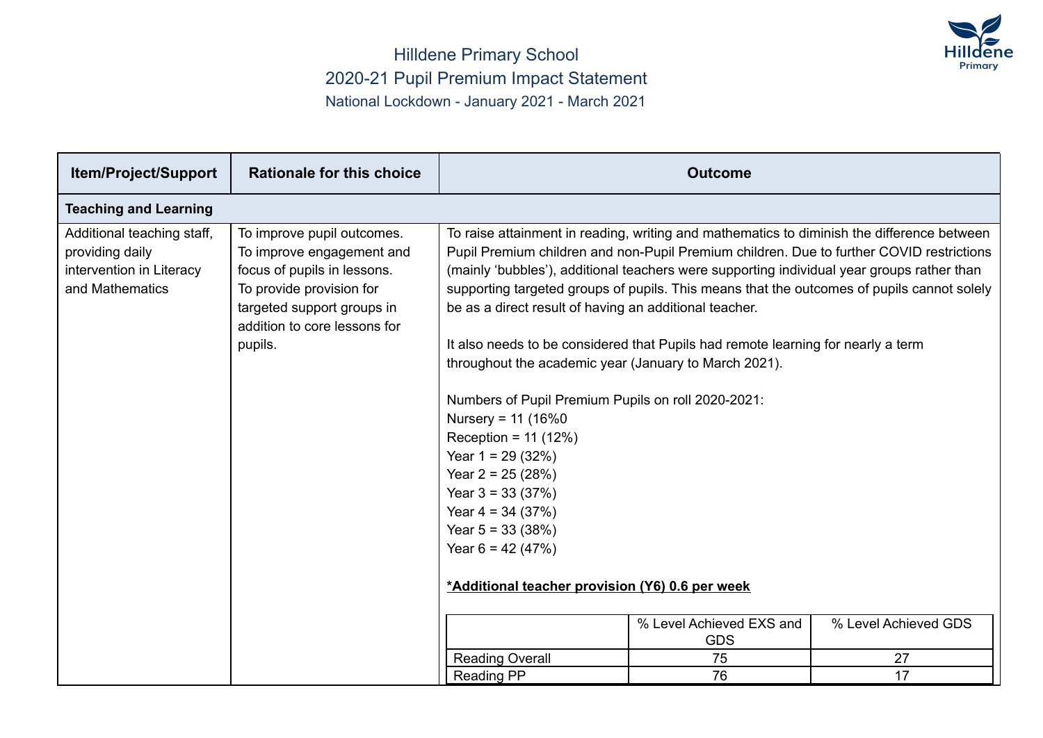# Hilldene Primary School

## 2020-21 Pupil Premium Impact Statement

### National Lockdown - January 2021 - March 2021

| Item/Project/Support | Rationale for this choice | Outcome |
|---|---|---|
| **Teaching and Learning** | | |
| Additional teaching staff, providing daily intervention in Literacy and Mathematics | To improve pupil outcomes. To improve engagement and focus of pupils in lessons. To provide provision for targeted support groups in addition to core lessons for pupils. | To raise attainment in reading, writing and mathematics to diminish the difference between Pupil Premium children and non-Pupil Premium children. Due to further COVID restrictions (mainly 'bubbles'), additional teachers were supporting individual year groups rather than supporting targeted groups of pupils. This means that the outcomes of pupils cannot solely be as a direct result of having an additional teacher.<br><br>It also needs to be considered that Pupils had remote learning for nearly a term throughout the academic year (January to March 2021).<br><br>Numbers of Pupil Premium Pupils on roll 2020-2021:<br>Nursery = 11 (16%0<br>Reception = 11 (12%)<br>Year 1 = 29 (32%)<br>Year 2 = 25 (28%)<br>Year 3 = 33 (37%)<br>Year 4 = 34 (37%)<br>Year 5 = 33 (38%)<br>Year 6 = 42 (47%)<br><br>**\*Additional teacher provision (Y6) 0.6 per week** |

| | % Level Achieved EXS and GDS | % Level Achieved GDS |
|---|---|---|
| Reading Overall | 75 | 27 |
| Reading PP | 76 | 17 |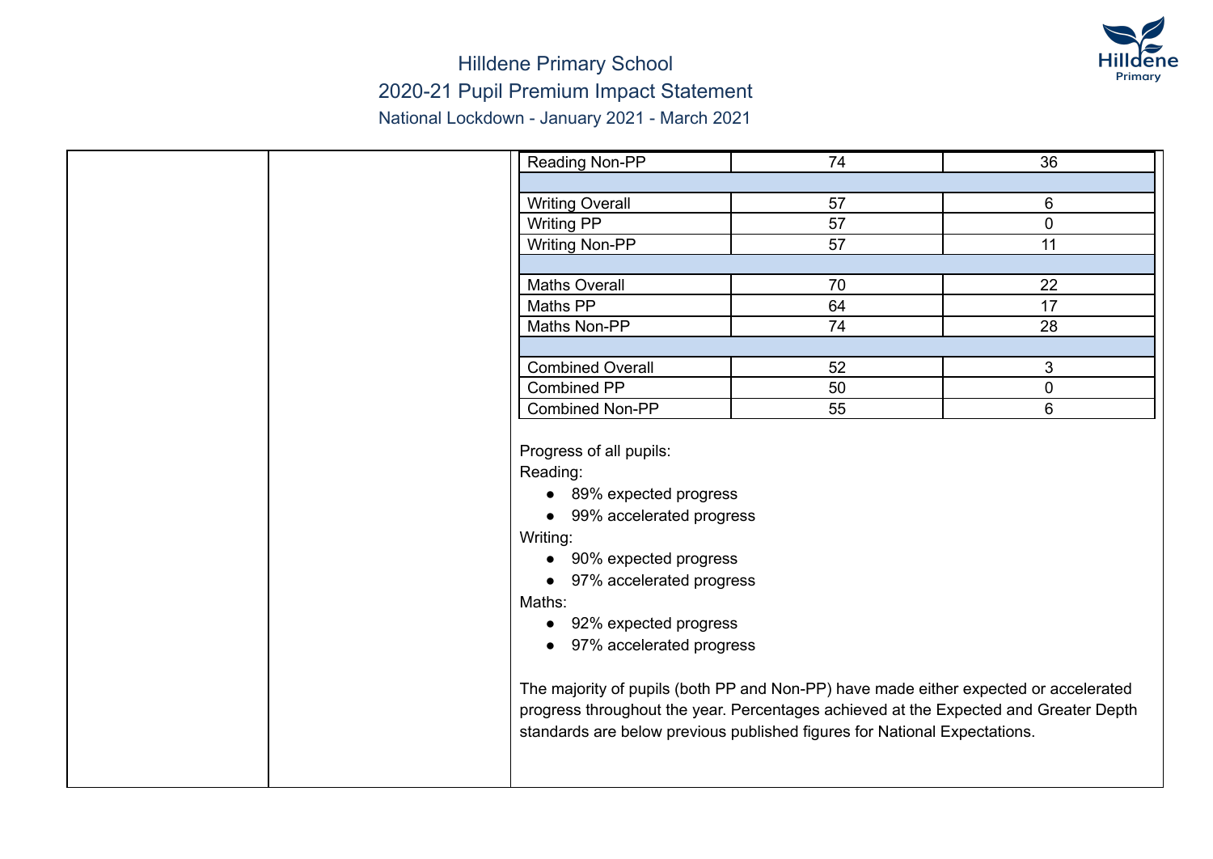# Hilldene Primary School

## 2020-21 Pupil Premium Impact Statement

### National Lockdown - January 2021 - March 2021

| | | |
|---|---|---|
| Reading Non-PP | 74 | 36 |
| | | |
| Writing Overall | 57 | 6 |
| Writing PP | 57 | 0 |
| Writing Non-PP | 57 | 11 |
| | | |
| Maths Overall | 70 | 22 |
| Maths PP | 64 | 17 |
| Maths Non-PP | 74 | 28 |
| | | |
| Combined Overall | 52 | 3 |
| Combined PP | 50 | 0 |
| Combined Non-PP | 55 | 6 |

Progress of all pupils:

Reading:

- 89% expected progress
- 99% accelerated progress

Writing:

- 90% expected progress
- 97% accelerated progress

Maths:

- 92% expected progress
- 97% accelerated progress

The majority of pupils (both PP and Non-PP) have made either expected or accelerated progress throughout the year. Percentages achieved at the Expected and Greater Depth standards are below previous published figures for National Expectations.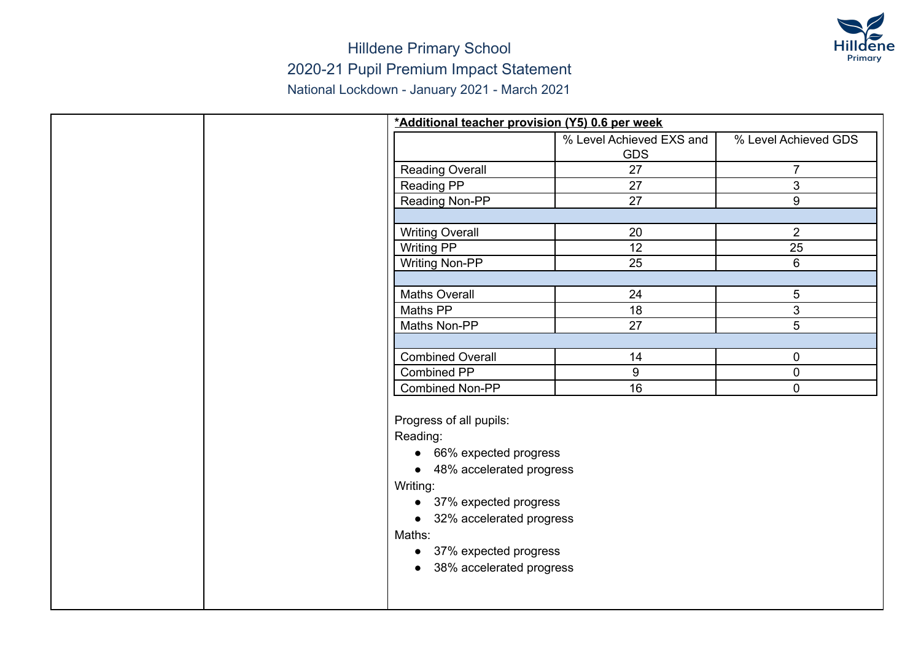# Hilldene Primary School

## 2020-21 Pupil Premium Impact Statement

### National Lockdown - January 2021 - March 2021

**<u>*Additional teacher provision (Y5) 0.6 per week</u>**

| | % Level Achieved EXS and GDS | % Level Achieved GDS |
|---|---|---|
| Reading Overall | 27 | 7 |
| Reading PP | 27 | 3 |
| Reading Non-PP | 27 | 9 |
| | | |
| Writing Overall | 20 | 2 |
| Writing PP | 12 | 25 |
| Writing Non-PP | 25 | 6 |
| | | |
| Maths Overall | 24 | 5 |
| Maths PP | 18 | 3 |
| Maths Non-PP | 27 | 5 |
| | | |
| Combined Overall | 14 | 0 |
| Combined PP | 9 | 0 |
| Combined Non-PP | 16 | 0 |

Progress of all pupils:

Reading:

- 66% expected progress
- 48% accelerated progress

Writing:

- 37% expected progress
- 32% accelerated progress

Maths:

- 37% expected progress
- 38% accelerated progress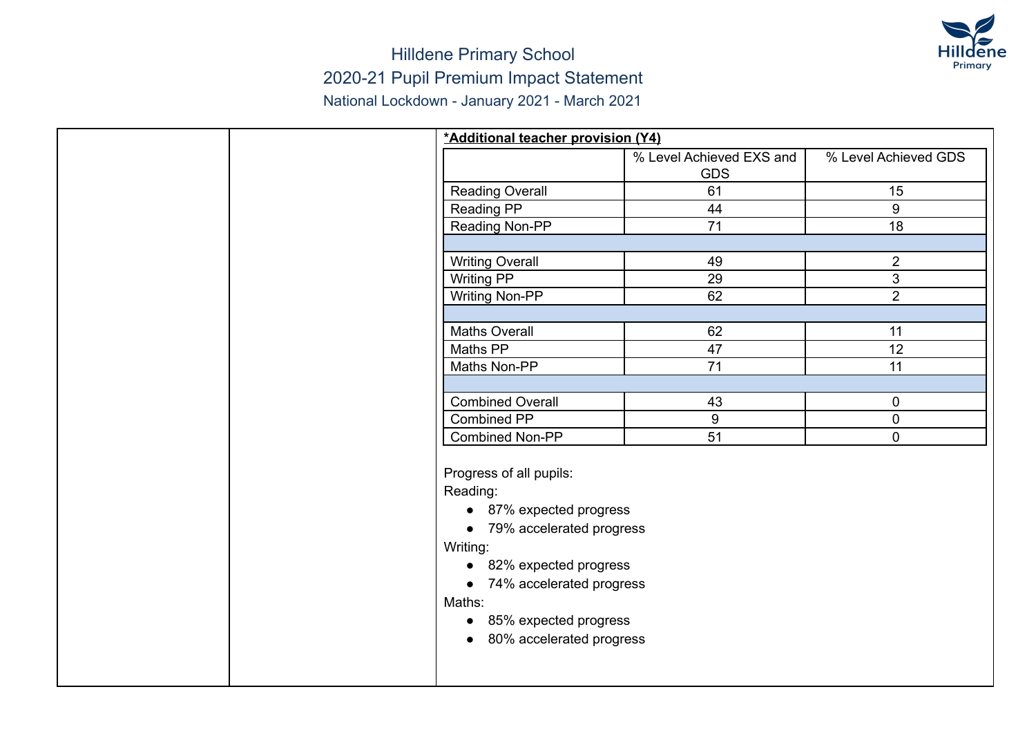# Hilldene Primary School

## 2020-21 Pupil Premium Impact Statement

### National Lockdown - January 2021 - March 2021

**_*Additional teacher provision (Y4)_**

| | % Level Achieved EXS and GDS | % Level Achieved GDS |
|---|---|---|
| Reading Overall | 61 | 15 |
| Reading PP | 44 | 9 |
| Reading Non-PP | 71 | 18 |
| | | |
| Writing Overall | 49 | 2 |
| Writing PP | 29 | 3 |
| Writing Non-PP | 62 | 2 |
| | | |
| Maths Overall | 62 | 11 |
| Maths PP | 47 | 12 |
| Maths Non-PP | 71 | 11 |
| | | |
| Combined Overall | 43 | 0 |
| Combined PP | 9 | 0 |
| Combined Non-PP | 51 | 0 |

Progress of all pupils:

Reading:

- 87% expected progress
- 79% accelerated progress

Writing:

- 82% expected progress
- 74% accelerated progress

Maths:

- 85% expected progress
- 80% accelerated progress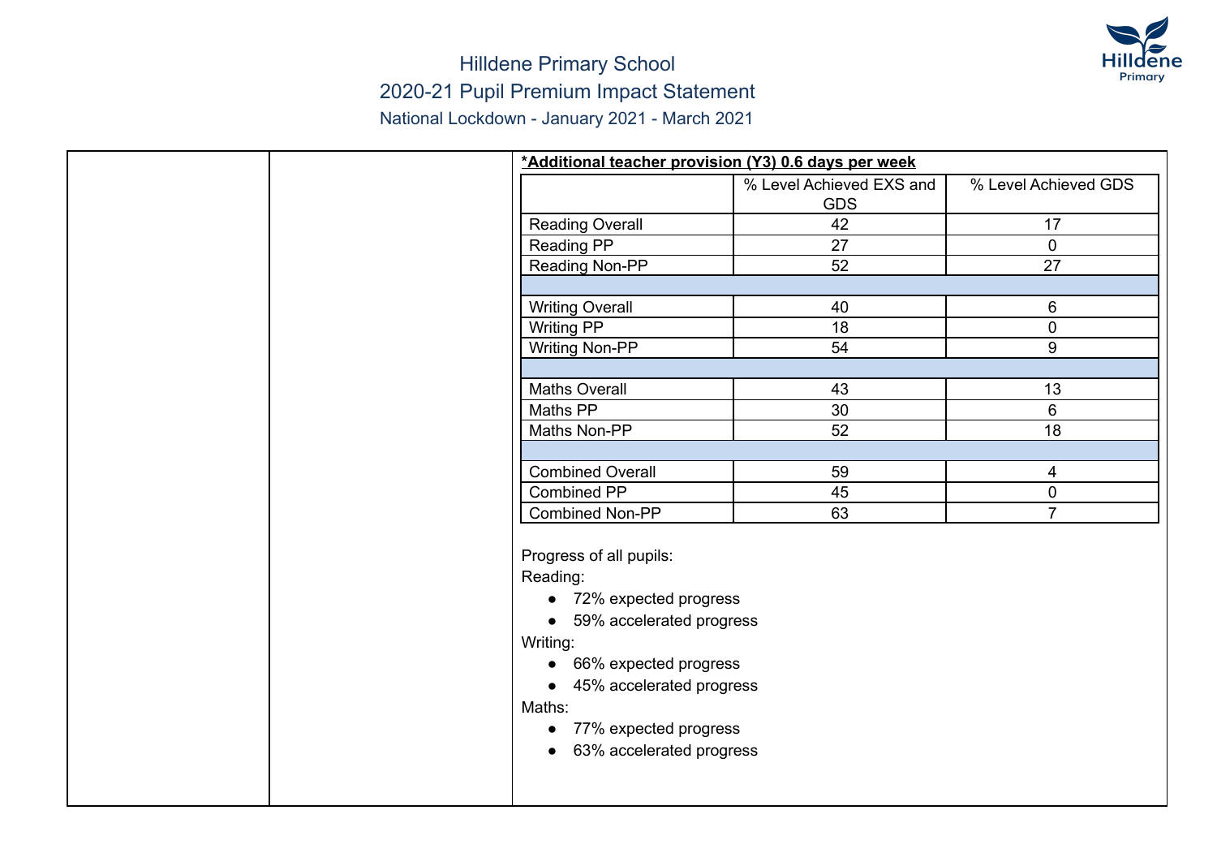# Hilldene Primary School

## 2020-21 Pupil Premium Impact Statement

### National Lockdown - January 2021 - March 2021

**\*Additional teacher provision (Y3) 0.6 days per week**

| | % Level Achieved EXS and GDS | % Level Achieved GDS |
|---|---|---|
| Reading Overall | 42 | 17 |
| Reading PP | 27 | 0 |
| Reading Non-PP | 52 | 27 |
| | | |
| Writing Overall | 40 | 6 |
| Writing PP | 18 | 0 |
| Writing Non-PP | 54 | 9 |
| | | |
| Maths Overall | 43 | 13 |
| Maths PP | 30 | 6 |
| Maths Non-PP | 52 | 18 |
| | | |
| Combined Overall | 59 | 4 |
| Combined PP | 45 | 0 |
| Combined Non-PP | 63 | 7 |

Progress of all pupils:

Reading:

- 72% expected progress
- 59% accelerated progress

Writing:

- 66% expected progress
- 45% accelerated progress

Maths:

- 77% expected progress
- 63% accelerated progress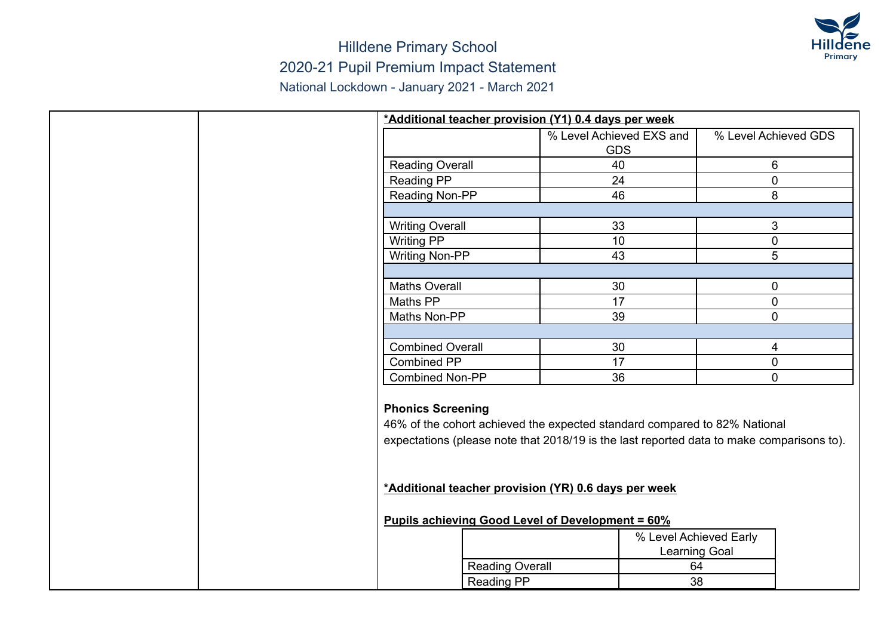# Hilldene Primary School

## 2020-21 Pupil Premium Impact Statement

### National Lockdown - January 2021 - March 2021

**\*Additional teacher provision (Y1) 0.4 days per week**

| | % Level Achieved EXS and GDS | % Level Achieved GDS |
|---|---|---|
| Reading Overall | 40 | 6 |
| Reading PP | 24 | 0 |
| Reading Non-PP | 46 | 8 |
| | | |
| Writing Overall | 33 | 3 |
| Writing PP | 10 | 0 |
| Writing Non-PP | 43 | 5 |
| | | |
| Maths Overall | 30 | 0 |
| Maths PP | 17 | 0 |
| Maths Non-PP | 39 | 0 |
| | | |
| Combined Overall | 30 | 4 |
| Combined PP | 17 | 0 |
| Combined Non-PP | 36 | 0 |

**Phonics Screening**

46% of the cohort achieved the expected standard compared to 82% National expectations (please note that 2018/19 is the last reported data to make comparisons to).

**\*Additional teacher provision (YR) 0.6 days per week**

**Pupils achieving Good Level of Development = 60%**

| | % Level Achieved Early Learning Goal |
|---|---|
| Reading Overall | 64 |
| Reading PP | 38 |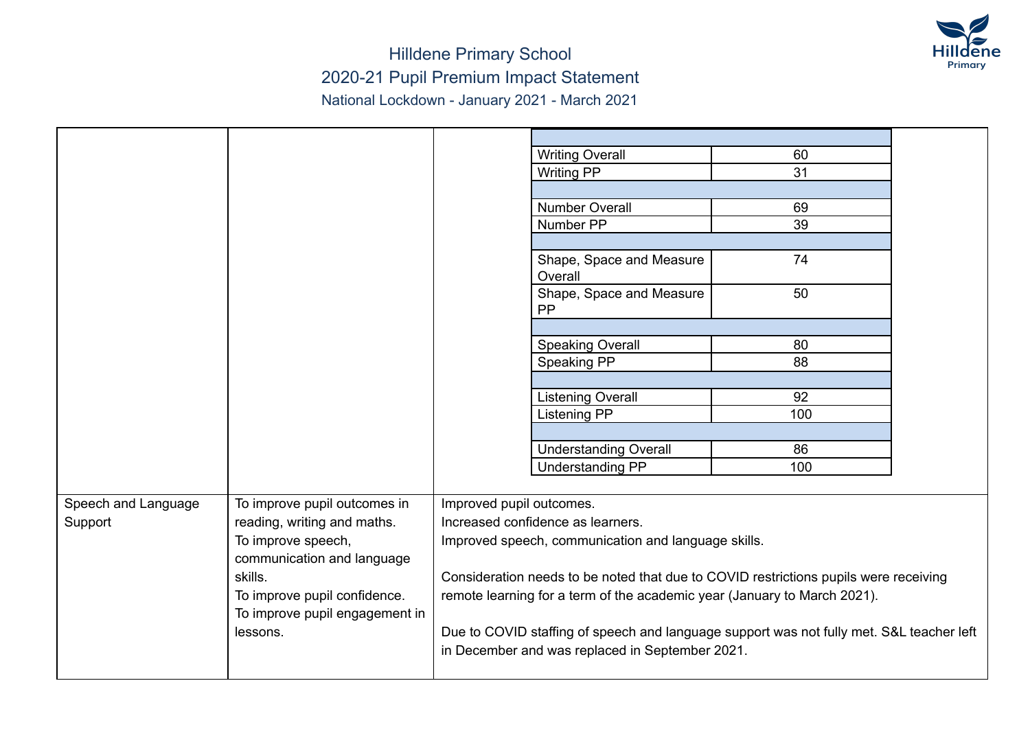# Hilldene Primary School

## 2020-21 Pupil Premium Impact Statement

### National Lockdown - January 2021 - March 2021

| | |
|---|---|
| Writing Overall | 60 |
| Writing PP | 31 |
| | |
| Number Overall | 69 |
| Number PP | 39 |
| | |
| Shape, Space and Measure Overall | 74 |
| Shape, Space and Measure PP | 50 |
| | |
| Speaking Overall | 80 |
| Speaking PP | 88 |
| | |
| Listening Overall | 92 |
| Listening PP | 100 |
| | |
| Understanding Overall | 86 |
| Understanding PP | 100 |

| | | |
|---|---|---|
| Speech and Language Support | To improve pupil outcomes in reading, writing and maths.<br>To improve speech, communication and language skills.<br>To improve pupil confidence.<br>To improve pupil engagement in lessons. | Improved pupil outcomes.<br>Increased confidence as learners.<br>Improved speech, communication and language skills.<br><br>Consideration needs to be noted that due to COVID restrictions pupils were receiving remote learning for a term of the academic year (January to March 2021).<br><br>Due to COVID staffing of speech and language support was not fully met. S&L teacher left in December and was replaced in September 2021. |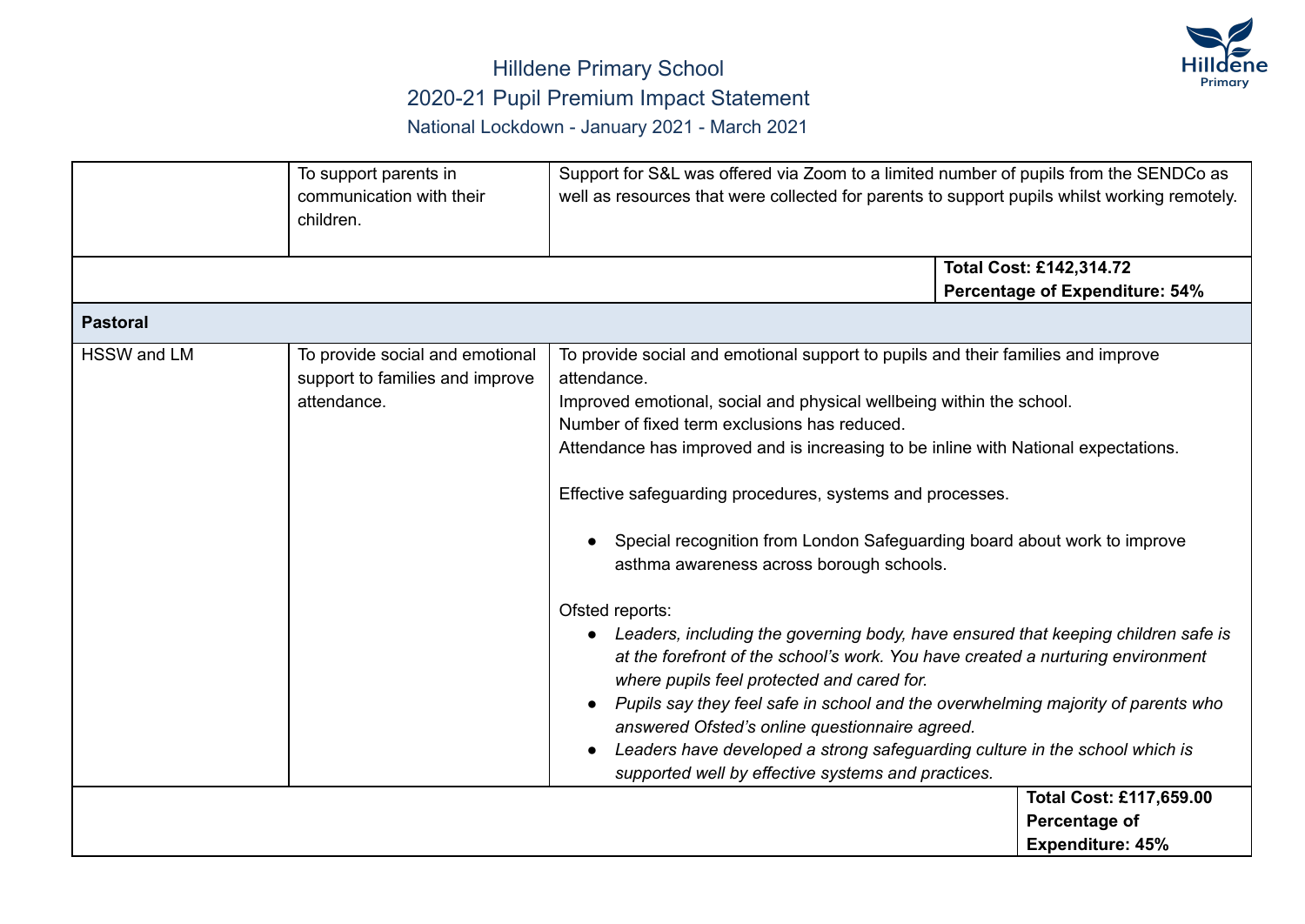# Hilldene Primary School

## 2020-21 Pupil Premium Impact Statement

### National Lockdown - January 2021 - March 2021

| | | |
|---|---|---|
| | To support parents in communication with their children. | Support for S&L was offered via Zoom to a limited number of pupils from the SENDCo as well as resources that were collected for parents to support pupils whilst working remotely. |
| | | **Total Cost: £142,314.72**<br>**Percentage of Expenditure: 54%** |
| **Pastoral** | | |
| HSSW and LM | To provide social and emotional support to families and improve attendance. | To provide social and emotional support to pupils and their families and improve attendance.<br>Improved emotional, social and physical wellbeing within the school.<br>Number of fixed term exclusions has reduced.<br>Attendance has improved and is increasing to be inline with National expectations.<br><br>Effective safeguarding procedures, systems and processes.<br><br>• Special recognition from London Safeguarding board about work to improve asthma awareness across borough schools.<br><br>Ofsted reports:<br>• *Leaders, including the governing body, have ensured that keeping children safe is at the forefront of the school's work. You have created a nurturing environment where pupils feel protected and cared for.*<br>• *Pupils say they feel safe in school and the overwhelming majority of parents who answered Ofsted's online questionnaire agreed.*<br>• *Leaders have developed a strong safeguarding culture in the school which is supported well by effective systems and practices.* |
| | | **Total Cost: £117,659.00**<br>**Percentage of Expenditure: 45%** |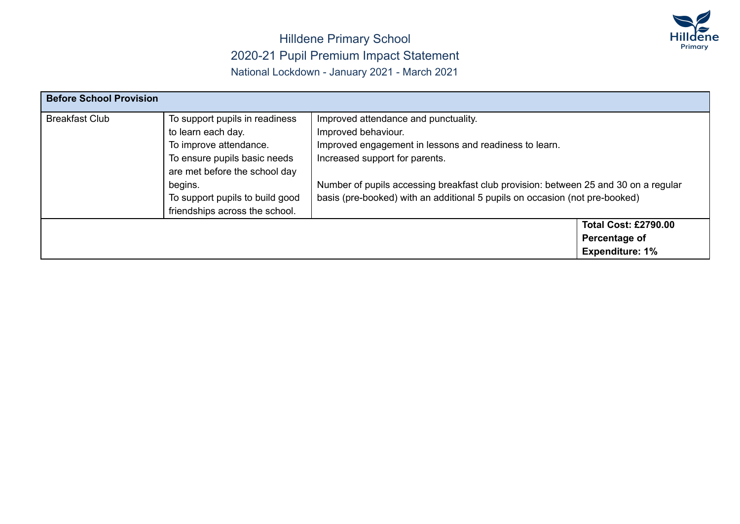# Hilldene Primary School

## 2020-21 Pupil Premium Impact Statement

### National Lockdown - January 2021 - March 2021

| **Before School Provision** | | | |
|---|---|---|---|
| Breakfast Club | To support pupils in readiness to learn each day.<br>To improve attendance.<br>To ensure pupils basic needs are met before the school day begins.<br>To support pupils to build good friendships across the school. | Improved attendance and punctuality.<br>Improved behaviour.<br>Improved engagement in lessons and readiness to learn.<br>Increased support for parents.<br><br>Number of pupils accessing breakfast club provision: between 25 and 30 on a regular basis (pre-booked) with an additional 5 pupils on occasion (not pre-booked) | |
| | | | **Total Cost: £2790.00**<br>**Percentage of Expenditure: 1%** |